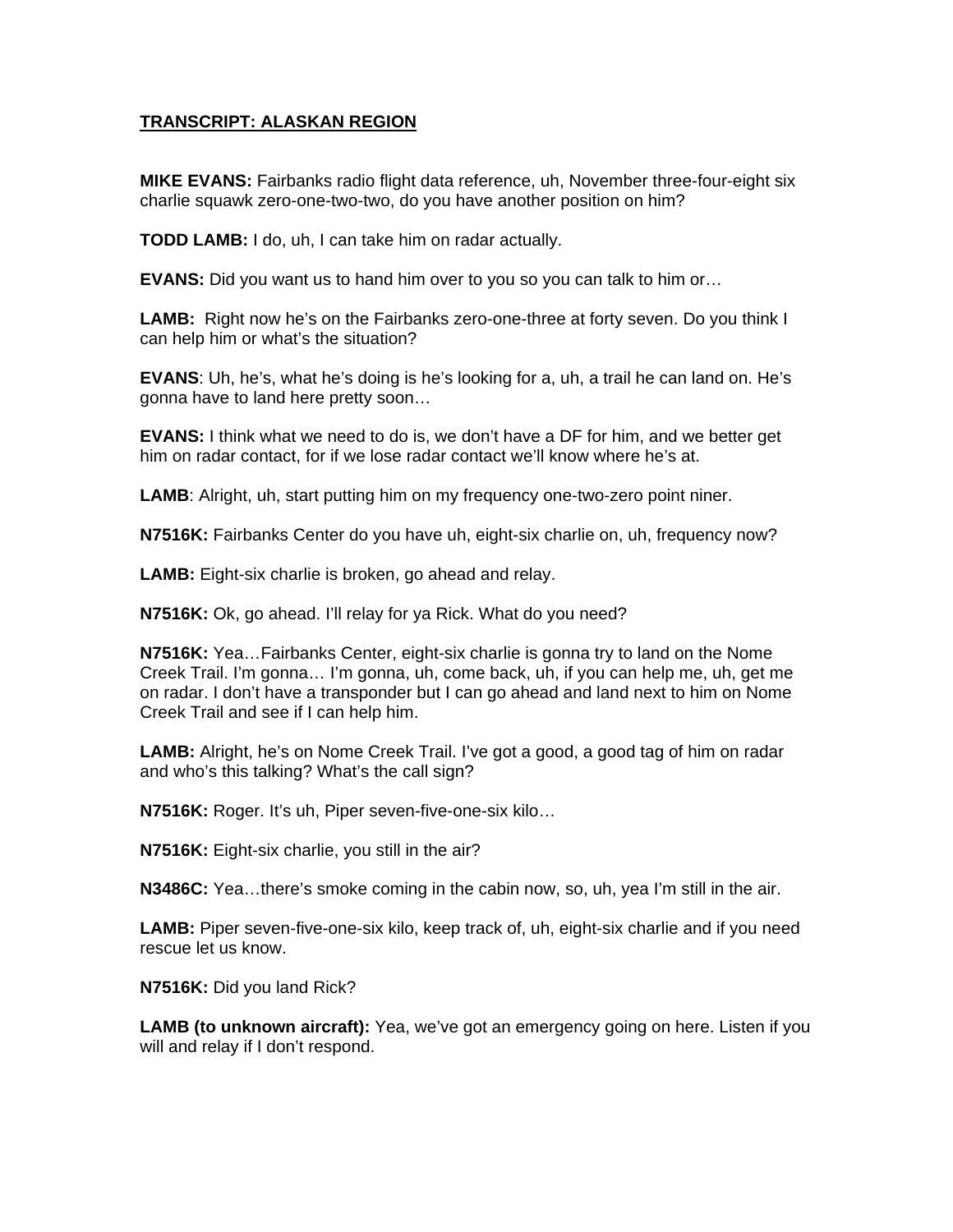**TRANSCRIPT: ALASKAN REGION**

**MIKE EVANS:** Fairbanks radio flight data reference, uh, November three-four-eight six charlie squawk zero-one-two-two, do you have another position on him?

**TODD LAMB:** I do, uh, I can take him on radar actually.

**EVANS:** Did you want us to hand him over to you so you can talk to him or…

**LAMB:** Right now he's on the Fairbanks zero-one-three at forty seven. Do you think I can help him or what's the situation?

**EVANS**: Uh, he's, what he's doing is he's looking for a, uh, a trail he can land on. He's gonna have to land here pretty soon…

**EVANS:** I think what we need to do is, we don't have a DF for him, and we better get him on radar contact, for if we lose radar contact we'll know where he's at.

**LAMB**: Alright, uh, start putting him on my frequency one-two-zero point niner.

**N7516K:** Fairbanks Center do you have uh, eight-six charlie on, uh, frequency now?

**LAMB:** Eight-six charlie is broken, go ahead and relay.

**N7516K:** Ok, go ahead. I'll relay for ya Rick. What do you need?

**N7516K:** Yea…Fairbanks Center, eight-six charlie is gonna try to land on the Nome Creek Trail. I'm gonna… I'm gonna, uh, come back, uh, if you can help me, uh, get me on radar. I don't have a transponder but I can go ahead and land next to him on Nome Creek Trail and see if I can help him.

**LAMB:** Alright, he's on Nome Creek Trail. I've got a good, a good tag of him on radar and who's this talking? What's the call sign?

**N7516K:** Roger. It's uh, Piper seven-five-one-six kilo…

**N7516K:** Eight-six charlie, you still in the air?

**N3486C:** Yea…there's smoke coming in the cabin now, so, uh, yea I'm still in the air.

**LAMB:** Piper seven-five-one-six kilo, keep track of, uh, eight-six charlie and if you need rescue let us know.

**N7516K:** Did you land Rick?

**LAMB (to unknown aircraft):** Yea, we've got an emergency going on here. Listen if you will and relay if I don't respond.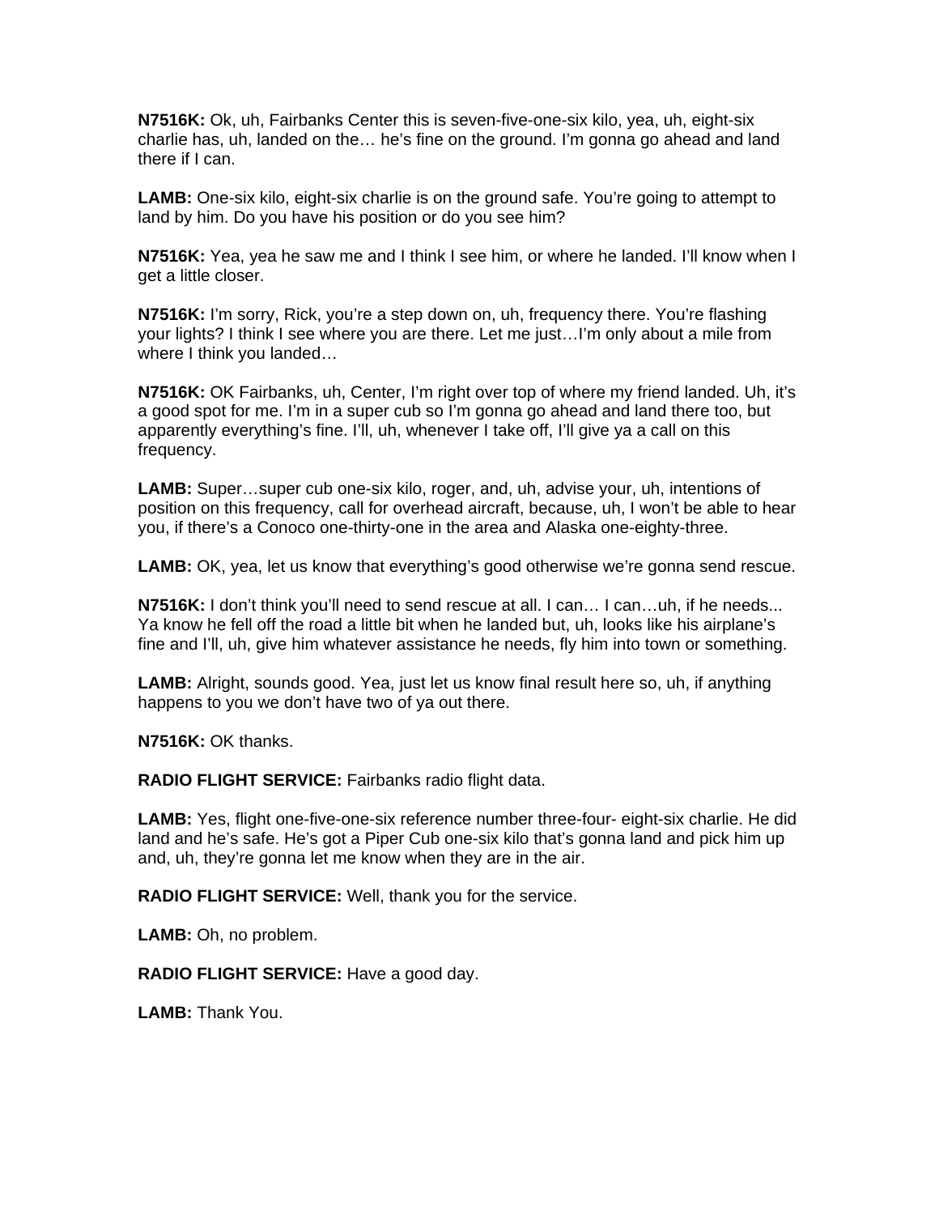**N7516K:** Ok, uh, Fairbanks Center this is seven-five-one-six kilo, yea, uh, eight-six charlie has, uh, landed on the… he's fine on the ground. I'm gonna go ahead and land there if I can.

**LAMB:** One-six kilo, eight-six charlie is on the ground safe. You're going to attempt to land by him. Do you have his position or do you see him?

**N7516K:** Yea, yea he saw me and I think I see him, or where he landed. I'll know when I get a little closer.

**N7516K:** I'm sorry, Rick, you're a step down on, uh, frequency there. You're flashing your lights? I think I see where you are there. Let me just…I'm only about a mile from where I think you landed…

**N7516K:** OK Fairbanks, uh, Center, I'm right over top of where my friend landed. Uh, it's a good spot for me. I'm in a super cub so I'm gonna go ahead and land there too, but apparently everything's fine. I'll, uh, whenever I take off, I'll give ya a call on this frequency.

**LAMB:** Super…super cub one-six kilo, roger, and, uh, advise your, uh, intentions of position on this frequency, call for overhead aircraft, because, uh, I won't be able to hear you, if there's a Conoco one-thirty-one in the area and Alaska one-eighty-three.

**LAMB:** OK, yea, let us know that everything's good otherwise we're gonna send rescue.

**N7516K:** I don't think you'll need to send rescue at all. I can… I can…uh, if he needs... Ya know he fell off the road a little bit when he landed but, uh, looks like his airplane's fine and I'll, uh, give him whatever assistance he needs, fly him into town or something.

**LAMB:** Alright, sounds good. Yea, just let us know final result here so, uh, if anything happens to you we don't have two of ya out there.

**N7516K:** OK thanks.

**RADIO FLIGHT SERVICE:** Fairbanks radio flight data.

**LAMB:** Yes, flight one-five-one-six reference number three-four- eight-six charlie. He did land and he's safe. He's got a Piper Cub one-six kilo that's gonna land and pick him up and, uh, they're gonna let me know when they are in the air.

**RADIO FLIGHT SERVICE:** Well, thank you for the service.

**LAMB:** Oh, no problem.

**RADIO FLIGHT SERVICE:** Have a good day.

**LAMB:** Thank You.